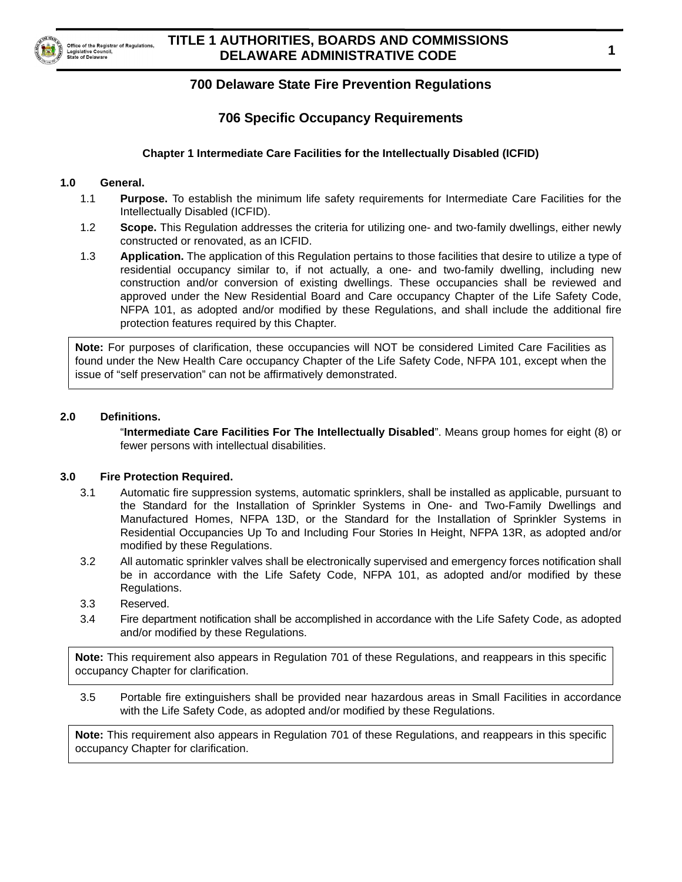# 700 Delaware State Fire Prevention Regulations

## 706 Specific Occupancy Requirements

### Chapter 1 Intermediate Care Facilities for the Intellectually Disabled (ICFID)

**1.0 General.**

1.1 **Purpose.** To establish the minimum life safety requirements for Intermediate Care Facilities for the Intellectually Disabled (ICFID).

1.2 **Scope.** This Regulation addresses the criteria for utilizing one- and two-family dwellings, either newly constructed or renovated, as an ICFID.

1.3 **Application.** The application of this Regulation pertains to those facilities that desire to utilize a type of residential occupancy similar to, if not actually, a one- and two-family dwelling, including new construction and/or conversion of existing dwellings. These occupancies shall be reviewed and approved under the New Residential Board and Care occupancy Chapter of the Life Safety Code, NFPA 101, as adopted and/or modified by these Regulations, and shall include the additional fire protection features required by this Chapter.

> **Note:** For purposes of clarification, these occupancies will NOT be considered Limited Care Facilities as found under the New Health Care occupancy Chapter of the Life Safety Code, NFPA 101, except when the issue of "self preservation" can not be affirmatively demonstrated.

**2.0 Definitions.**

"**Intermediate Care Facilities For The Intellectually Disabled**". Means group homes for eight (8) or fewer persons with intellectual disabilities.

**3.0 Fire Protection Required.**

3.1 Automatic fire suppression systems, automatic sprinklers, shall be installed as applicable, pursuant to the Standard for the Installation of Sprinkler Systems in One- and Two-Family Dwellings and Manufactured Homes, NFPA 13D, or the Standard for the Installation of Sprinkler Systems in Residential Occupancies Up To and Including Four Stories In Height, NFPA 13R, as adopted and/or modified by these Regulations.

3.2 All automatic sprinkler valves shall be electronically supervised and emergency forces notification shall be in accordance with the Life Safety Code, NFPA 101, as adopted and/or modified by these Regulations.

3.3 Reserved.

3.4 Fire department notification shall be accomplished in accordance with the Life Safety Code, as adopted and/or modified by these Regulations.

> **Note:** This requirement also appears in Regulation 701 of these Regulations, and reappears in this specific occupancy Chapter for clarification.

3.5 Portable fire extinguishers shall be provided near hazardous areas in Small Facilities in accordance with the Life Safety Code, as adopted and/or modified by these Regulations.

> **Note:** This requirement also appears in Regulation 701 of these Regulations, and reappears in this specific occupancy Chapter for clarification.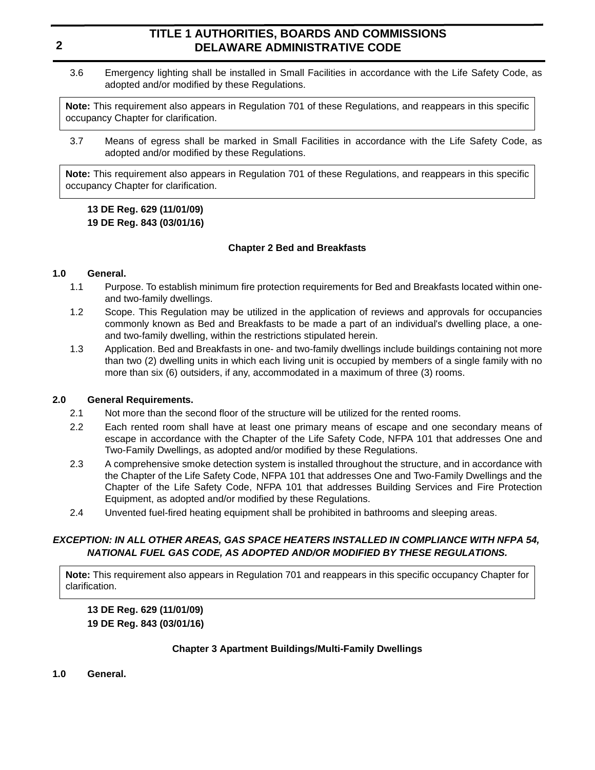3.6 Emergency lighting shall be installed in Small Facilities in accordance with the Life Safety Code, as adopted and/or modified by these Regulations.

> **Note:** This requirement also appears in Regulation 701 of these Regulations, and reappears in this specific occupancy Chapter for clarification.

3.7 Means of egress shall be marked in Small Facilities in accordance with the Life Safety Code, as adopted and/or modified by these Regulations.

> **Note:** This requirement also appears in Regulation 701 of these Regulations, and reappears in this specific occupancy Chapter for clarification.

**13 DE Reg. 629 (11/01/09)**
**19 DE Reg. 843 (03/01/16)**

## Chapter 2 Bed and Breakfasts

**1.0 General.**

1.1 Purpose. To establish minimum fire protection requirements for Bed and Breakfasts located within one- and two-family dwellings.

1.2 Scope. This Regulation may be utilized in the application of reviews and approvals for occupancies commonly known as Bed and Breakfasts to be made a part of an individual's dwelling place, a one- and two-family dwelling, within the restrictions stipulated herein.

1.3 Application. Bed and Breakfasts in one- and two-family dwellings include buildings containing not more than two (2) dwelling units in which each living unit is occupied by members of a single family with no more than six (6) outsiders, if any, accommodated in a maximum of three (3) rooms.

**2.0 General Requirements.**

2.1 Not more than the second floor of the structure will be utilized for the rented rooms.

2.2 Each rented room shall have at least one primary means of escape and one secondary means of escape in accordance with the Chapter of the Life Safety Code, NFPA 101 that addresses One and Two-Family Dwellings, as adopted and/or modified by these Regulations.

2.3 A comprehensive smoke detection system is installed throughout the structure, and in accordance with the Chapter of the Life Safety Code, NFPA 101 that addresses One and Two-Family Dwellings and the Chapter of the Life Safety Code, NFPA 101 that addresses Building Services and Fire Protection Equipment, as adopted and/or modified by these Regulations.

2.4 Unvented fuel-fired heating equipment shall be prohibited in bathrooms and sleeping areas.

***EXCEPTION: IN ALL OTHER AREAS, GAS SPACE HEATERS INSTALLED IN COMPLIANCE WITH NFPA 54, NATIONAL FUEL GAS CODE, AS ADOPTED AND/OR MODIFIED BY THESE REGULATIONS.***

> **Note:** This requirement also appears in Regulation 701 and reappears in this specific occupancy Chapter for clarification.

**13 DE Reg. 629 (11/01/09)**
**19 DE Reg. 843 (03/01/16)**

## Chapter 3 Apartment Buildings/Multi-Family Dwellings

**1.0 General.**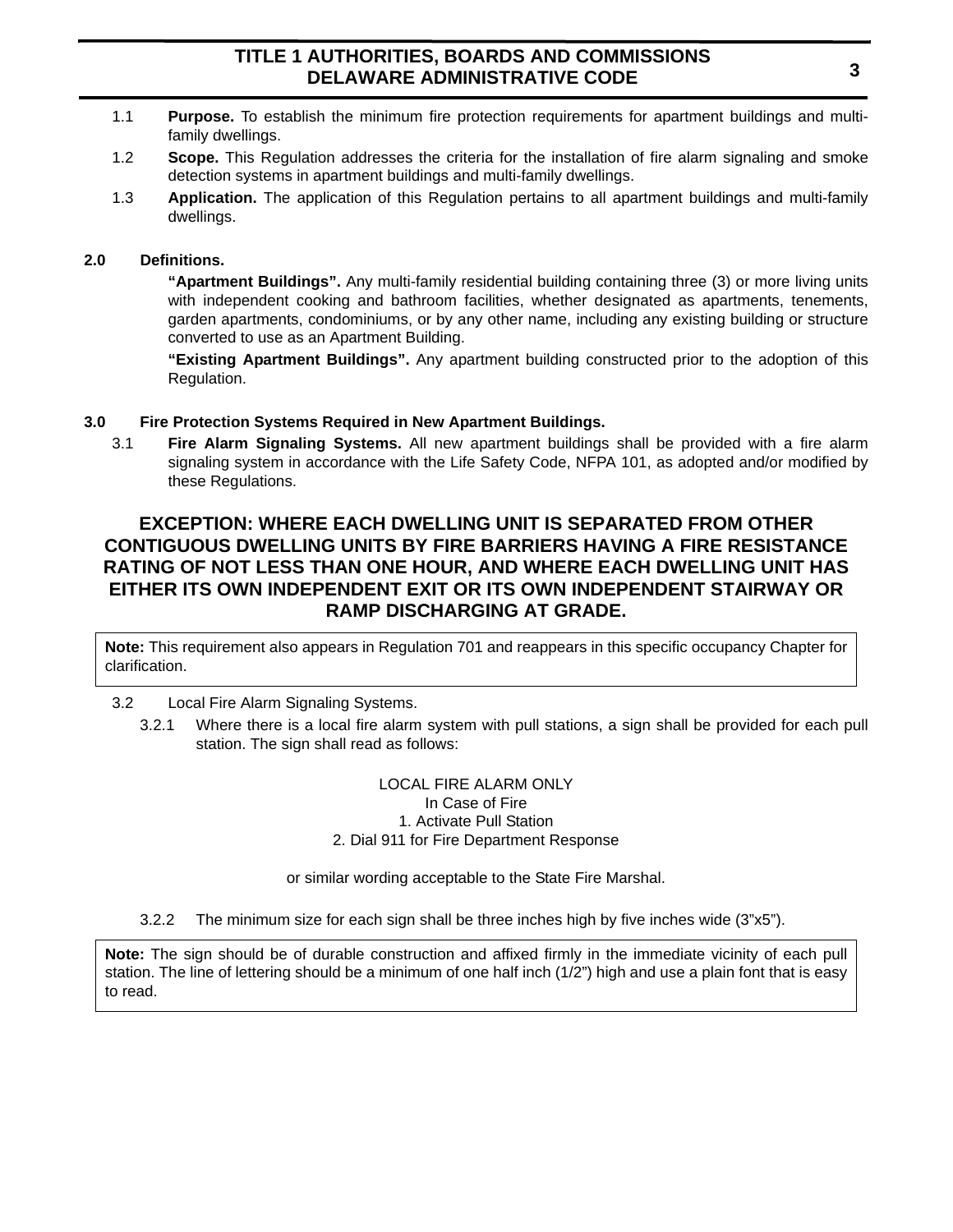1.1 **Purpose.** To establish the minimum fire protection requirements for apartment buildings and multi-family dwellings.

1.2 **Scope.** This Regulation addresses the criteria for the installation of fire alarm signaling and smoke detection systems in apartment buildings and multi-family dwellings.

1.3 **Application.** The application of this Regulation pertains to all apartment buildings and multi-family dwellings.

## 2.0 Definitions.

**"Apartment Buildings".** Any multi-family residential building containing three (3) or more living units with independent cooking and bathroom facilities, whether designated as apartments, tenements, garden apartments, condominiums, or by any other name, including any existing building or structure converted to use as an Apartment Building.

**"Existing Apartment Buildings".** Any apartment building constructed prior to the adoption of this Regulation.

## 3.0 Fire Protection Systems Required in New Apartment Buildings.

3.1 **Fire Alarm Signaling Systems.** All new apartment buildings shall be provided with a fire alarm signaling system in accordance with the Life Safety Code, NFPA 101, as adopted and/or modified by these Regulations.

**EXCEPTION: WHERE EACH DWELLING UNIT IS SEPARATED FROM OTHER CONTIGUOUS DWELLING UNITS BY FIRE BARRIERS HAVING A FIRE RESISTANCE RATING OF NOT LESS THAN ONE HOUR, AND WHERE EACH DWELLING UNIT HAS EITHER ITS OWN INDEPENDENT EXIT OR ITS OWN INDEPENDENT STAIRWAY OR RAMP DISCHARGING AT GRADE.**

> **Note:** This requirement also appears in Regulation 701 and reappears in this specific occupancy Chapter for clarification.

3.2 Local Fire Alarm Signaling Systems.

3.2.1 Where there is a local fire alarm system with pull stations, a sign shall be provided for each pull station. The sign shall read as follows:

LOCAL FIRE ALARM ONLY
In Case of Fire
1. Activate Pull Station
2. Dial 911 for Fire Department Response

or similar wording acceptable to the State Fire Marshal.

3.2.2 The minimum size for each sign shall be three inches high by five inches wide (3"x5").

> **Note:** The sign should be of durable construction and affixed firmly in the immediate vicinity of each pull station. The line of lettering should be a minimum of one half inch (1/2") high and use a plain font that is easy to read.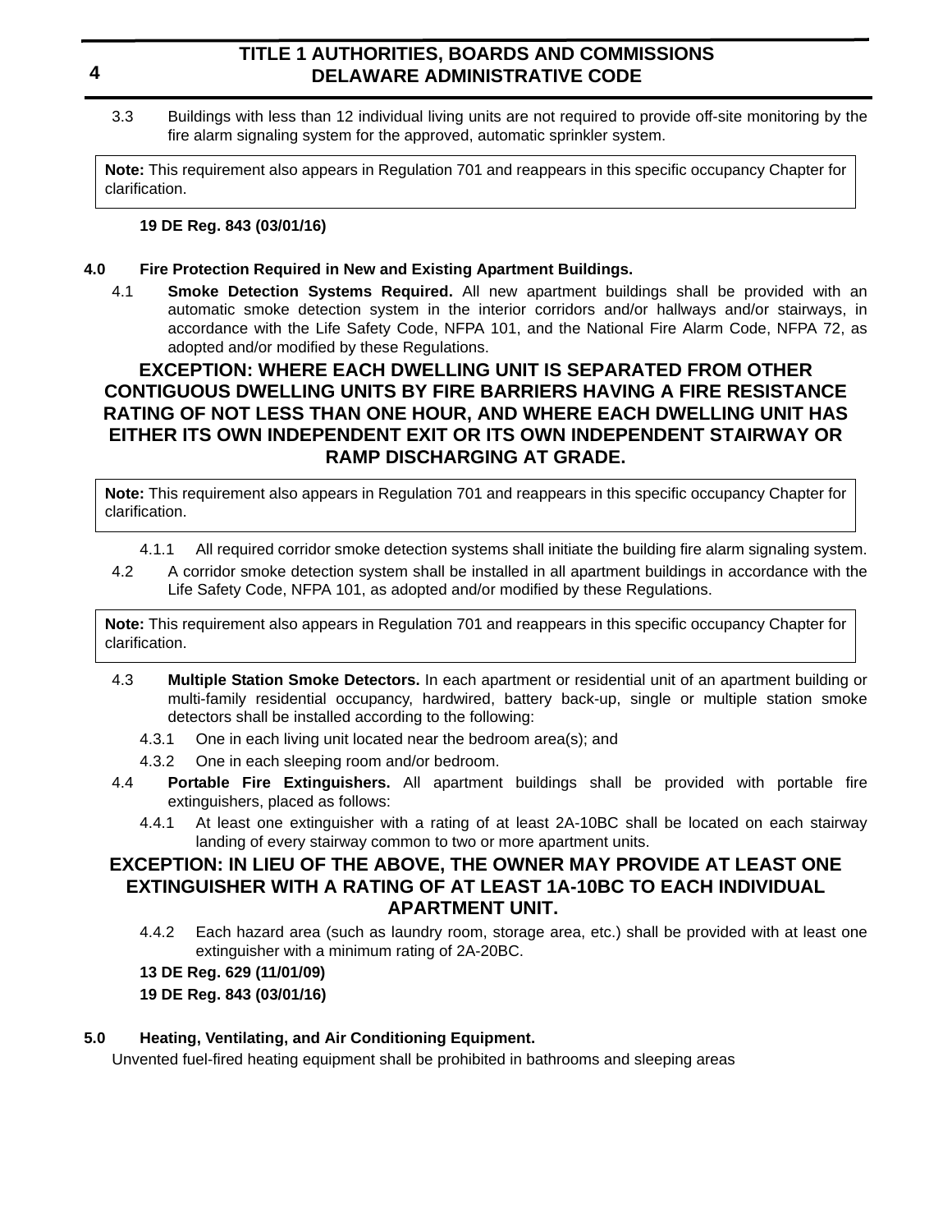3.3 Buildings with less than 12 individual living units are not required to provide off-site monitoring by the fire alarm signaling system for the approved, automatic sprinkler system.

> **Note:** This requirement also appears in Regulation 701 and reappears in this specific occupancy Chapter for clarification.

**19 DE Reg. 843 (03/01/16)**

**4.0 Fire Protection Required in New and Existing Apartment Buildings.**

4.1 **Smoke Detection Systems Required.** All new apartment buildings shall be provided with an automatic smoke detection system in the interior corridors and/or hallways and/or stairways, in accordance with the Life Safety Code, NFPA 101, and the National Fire Alarm Code, NFPA 72, as adopted and/or modified by these Regulations.

**EXCEPTION: WHERE EACH DWELLING UNIT IS SEPARATED FROM OTHER CONTIGUOUS DWELLING UNITS BY FIRE BARRIERS HAVING A FIRE RESISTANCE RATING OF NOT LESS THAN ONE HOUR, AND WHERE EACH DWELLING UNIT HAS EITHER ITS OWN INDEPENDENT EXIT OR ITS OWN INDEPENDENT STAIRWAY OR RAMP DISCHARGING AT GRADE.**

> **Note:** This requirement also appears in Regulation 701 and reappears in this specific occupancy Chapter for clarification.

4.1.1 All required corridor smoke detection systems shall initiate the building fire alarm signaling system.

4.2 A corridor smoke detection system shall be installed in all apartment buildings in accordance with the Life Safety Code, NFPA 101, as adopted and/or modified by these Regulations.

> **Note:** This requirement also appears in Regulation 701 and reappears in this specific occupancy Chapter for clarification.

4.3 **Multiple Station Smoke Detectors.** In each apartment or residential unit of an apartment building or multi-family residential occupancy, hardwired, battery back-up, single or multiple station smoke detectors shall be installed according to the following:

4.3.1 One in each living unit located near the bedroom area(s); and

4.3.2 One in each sleeping room and/or bedroom.

4.4 **Portable Fire Extinguishers.** All apartment buildings shall be provided with portable fire extinguishers, placed as follows:

4.4.1 At least one extinguisher with a rating of at least 2A-10BC shall be located on each stairway landing of every stairway common to two or more apartment units.

**EXCEPTION: IN LIEU OF THE ABOVE, THE OWNER MAY PROVIDE AT LEAST ONE EXTINGUISHER WITH A RATING OF AT LEAST 1A-10BC TO EACH INDIVIDUAL APARTMENT UNIT.**

4.4.2 Each hazard area (such as laundry room, storage area, etc.) shall be provided with at least one extinguisher with a minimum rating of 2A-20BC.

**13 DE Reg. 629 (11/01/09)**

**19 DE Reg. 843 (03/01/16)**

**5.0 Heating, Ventilating, and Air Conditioning Equipment.**

Unvented fuel-fired heating equipment shall be prohibited in bathrooms and sleeping areas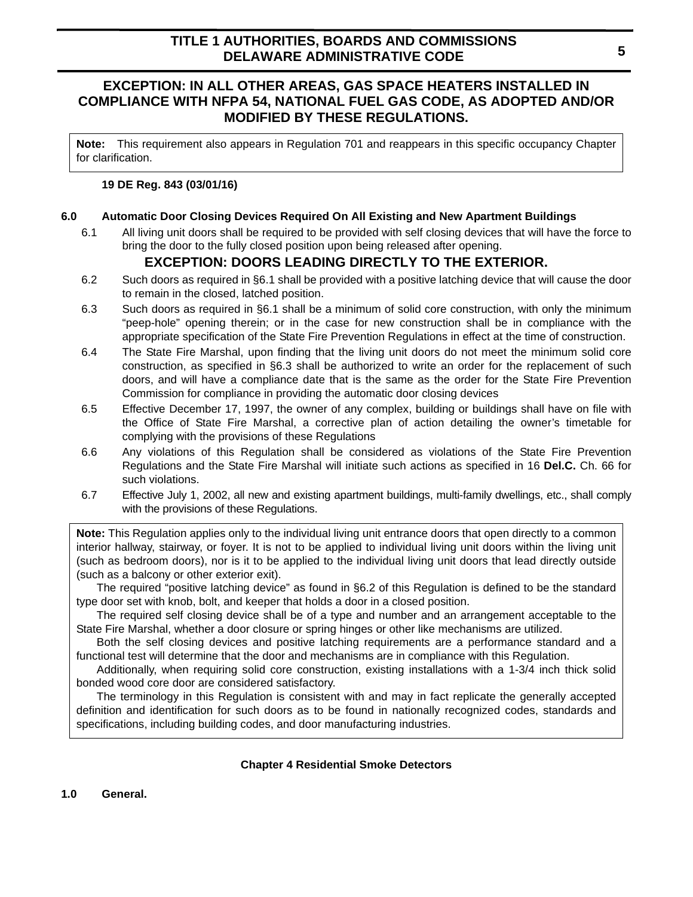**EXCEPTION: IN ALL OTHER AREAS, GAS SPACE HEATERS INSTALLED IN COMPLIANCE WITH NFPA 54, NATIONAL FUEL GAS CODE, AS ADOPTED AND/OR MODIFIED BY THESE REGULATIONS.**

> **Note:** This requirement also appears in Regulation 701 and reappears in this specific occupancy Chapter for clarification.

**19 DE Reg. 843 (03/01/16)**

**6.0 Automatic Door Closing Devices Required On All Existing and New Apartment Buildings**

6.1 All living unit doors shall be required to be provided with self closing devices that will have the force to bring the door to the fully closed position upon being released after opening.

**EXCEPTION: DOORS LEADING DIRECTLY TO THE EXTERIOR.**

6.2 Such doors as required in §6.1 shall be provided with a positive latching device that will cause the door to remain in the closed, latched position.

6.3 Such doors as required in §6.1 shall be a minimum of solid core construction, with only the minimum “peep-hole” opening therein; or in the case for new construction shall be in compliance with the appropriate specification of the State Fire Prevention Regulations in effect at the time of construction.

6.4 The State Fire Marshal, upon finding that the living unit doors do not meet the minimum solid core construction, as specified in §6.3 shall be authorized to write an order for the replacement of such doors, and will have a compliance date that is the same as the order for the State Fire Prevention Commission for compliance in providing the automatic door closing devices

6.5 Effective December 17, 1997, the owner of any complex, building or buildings shall have on file with the Office of State Fire Marshal, a corrective plan of action detailing the owner’s timetable for complying with the provisions of these Regulations

6.6 Any violations of this Regulation shall be considered as violations of the State Fire Prevention Regulations and the State Fire Marshal will initiate such actions as specified in 16 **Del.C.** Ch. 66 for such violations.

6.7 Effective July 1, 2002, all new and existing apartment buildings, multi-family dwellings, etc., shall comply with the provisions of these Regulations.

> **Note:** This Regulation applies only to the individual living unit entrance doors that open directly to a common interior hallway, stairway, or foyer. It is not to be applied to individual living unit doors within the living unit (such as bedroom doors), nor is it to be applied to the individual living unit doors that lead directly outside (such as a balcony or other exterior exit).
>
> The required “positive latching device” as found in §6.2 of this Regulation is defined to be the standard type door set with knob, bolt, and keeper that holds a door in a closed position.
>
> The required self closing device shall be of a type and number and an arrangement acceptable to the State Fire Marshal, whether a door closure or spring hinges or other like mechanisms are utilized.
>
> Both the self closing devices and positive latching requirements are a performance standard and a functional test will determine that the door and mechanisms are in compliance with this Regulation.
>
> Additionally, when requiring solid core construction, existing installations with a 1-3/4 inch thick solid bonded wood core door are considered satisfactory.
>
> The terminology in this Regulation is consistent with and may in fact replicate the generally accepted definition and identification for such doors as to be found in nationally recognized codes, standards and specifications, including building codes, and door manufacturing industries.

## Chapter 4 Residential Smoke Detectors

**1.0 General.**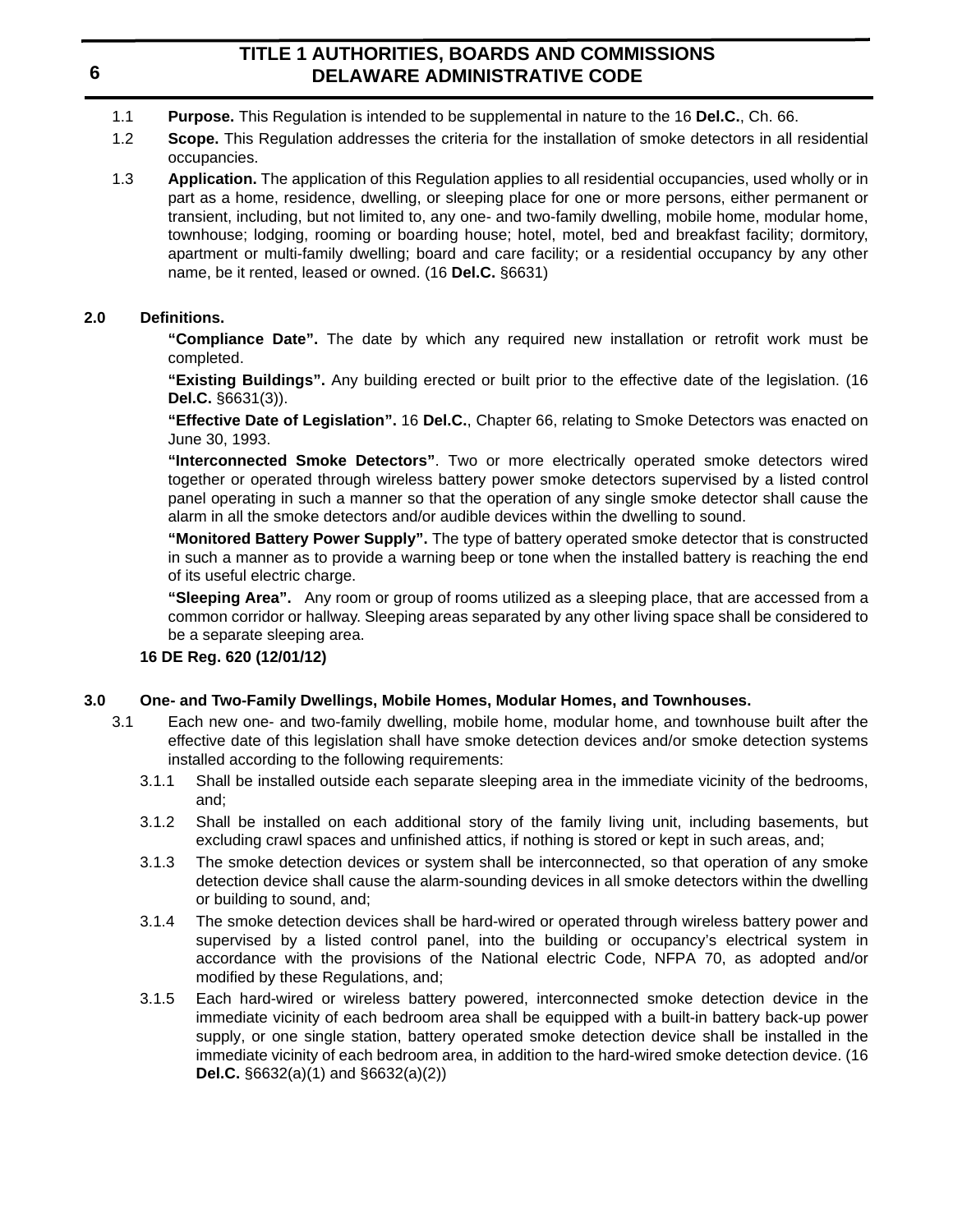1.1 **Purpose.** This Regulation is intended to be supplemental in nature to the 16 **Del.C.**, Ch. 66.

1.2 **Scope.** This Regulation addresses the criteria for the installation of smoke detectors in all residential occupancies.

1.3 **Application.** The application of this Regulation applies to all residential occupancies, used wholly or in part as a home, residence, dwelling, or sleeping place for one or more persons, either permanent or transient, including, but not limited to, any one- and two-family dwelling, mobile home, modular home, townhouse; lodging, rooming or boarding house; hotel, motel, bed and breakfast facility; dormitory, apartment or multi-family dwelling; board and care facility; or a residential occupancy by any other name, be it rented, leased or owned. (16 **Del.C.** §6631)

## 2.0 Definitions.

**"Compliance Date".** The date by which any required new installation or retrofit work must be completed.

**"Existing Buildings".** Any building erected or built prior to the effective date of the legislation. (16 **Del.C.** §6631(3)).

**"Effective Date of Legislation".** 16 **Del.C.**, Chapter 66, relating to Smoke Detectors was enacted on June 30, 1993.

**"Interconnected Smoke Detectors"**. Two or more electrically operated smoke detectors wired together or operated through wireless battery power smoke detectors supervised by a listed control panel operating in such a manner so that the operation of any single smoke detector shall cause the alarm in all the smoke detectors and/or audible devices within the dwelling to sound.

**"Monitored Battery Power Supply".** The type of battery operated smoke detector that is constructed in such a manner as to provide a warning beep or tone when the installed battery is reaching the end of its useful electric charge.

**"Sleeping Area".** Any room or group of rooms utilized as a sleeping place, that are accessed from a common corridor or hallway. Sleeping areas separated by any other living space shall be considered to be a separate sleeping area.

**16 DE Reg. 620 (12/01/12)**

## 3.0 One- and Two-Family Dwellings, Mobile Homes, Modular Homes, and Townhouses.

3.1 Each new one- and two-family dwelling, mobile home, modular home, and townhouse built after the effective date of this legislation shall have smoke detection devices and/or smoke detection systems installed according to the following requirements:

3.1.1 Shall be installed outside each separate sleeping area in the immediate vicinity of the bedrooms, and;

3.1.2 Shall be installed on each additional story of the family living unit, including basements, but excluding crawl spaces and unfinished attics, if nothing is stored or kept in such areas, and;

3.1.3 The smoke detection devices or system shall be interconnected, so that operation of any smoke detection device shall cause the alarm-sounding devices in all smoke detectors within the dwelling or building to sound, and;

3.1.4 The smoke detection devices shall be hard-wired or operated through wireless battery power and supervised by a listed control panel, into the building or occupancy's electrical system in accordance with the provisions of the National electric Code, NFPA 70, as adopted and/or modified by these Regulations, and;

3.1.5 Each hard-wired or wireless battery powered, interconnected smoke detection device in the immediate vicinity of each bedroom area shall be equipped with a built-in battery back-up power supply, or one single station, battery operated smoke detection device shall be installed in the immediate vicinity of each bedroom area, in addition to the hard-wired smoke detection device. (16 **Del.C.** §6632(a)(1) and §6632(a)(2))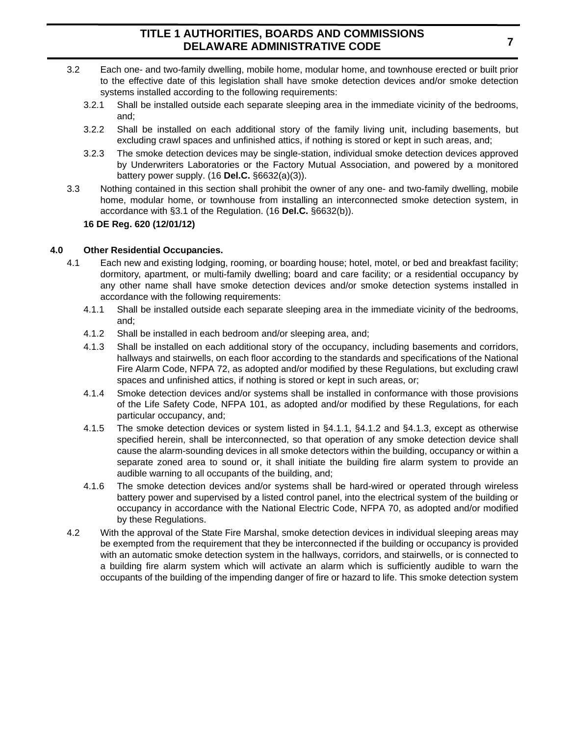3.2 Each one- and two-family dwelling, mobile home, modular home, and townhouse erected or built prior to the effective date of this legislation shall have smoke detection devices and/or smoke detection systems installed according to the following requirements:

3.2.1 Shall be installed outside each separate sleeping area in the immediate vicinity of the bedrooms, and;

3.2.2 Shall be installed on each additional story of the family living unit, including basements, but excluding crawl spaces and unfinished attics, if nothing is stored or kept in such areas, and;

3.2.3 The smoke detection devices may be single-station, individual smoke detection devices approved by Underwriters Laboratories or the Factory Mutual Association, and powered by a monitored battery power supply. (16 **Del.C.** §6632(a)(3)).

3.3 Nothing contained in this section shall prohibit the owner of any one- and two-family dwelling, mobile home, modular home, or townhouse from installing an interconnected smoke detection system, in accordance with §3.1 of the Regulation. (16 **Del.C.** §6632(b)).

**16 DE Reg. 620 (12/01/12)**

## 4.0 Other Residential Occupancies.

4.1 Each new and existing lodging, rooming, or boarding house; hotel, motel, or bed and breakfast facility; dormitory, apartment, or multi-family dwelling; board and care facility; or a residential occupancy by any other name shall have smoke detection devices and/or smoke detection systems installed in accordance with the following requirements:

4.1.1 Shall be installed outside each separate sleeping area in the immediate vicinity of the bedrooms, and;

4.1.2 Shall be installed in each bedroom and/or sleeping area, and;

4.1.3 Shall be installed on each additional story of the occupancy, including basements and corridors, hallways and stairwells, on each floor according to the standards and specifications of the National Fire Alarm Code, NFPA 72, as adopted and/or modified by these Regulations, but excluding crawl spaces and unfinished attics, if nothing is stored or kept in such areas, or;

4.1.4 Smoke detection devices and/or systems shall be installed in conformance with those provisions of the Life Safety Code, NFPA 101, as adopted and/or modified by these Regulations, for each particular occupancy, and;

4.1.5 The smoke detection devices or system listed in §4.1.1, §4.1.2 and §4.1.3, except as otherwise specified herein, shall be interconnected, so that operation of any smoke detection device shall cause the alarm-sounding devices in all smoke detectors within the building, occupancy or within a separate zoned area to sound or, it shall initiate the building fire alarm system to provide an audible warning to all occupants of the building, and;

4.1.6 The smoke detection devices and/or systems shall be hard-wired or operated through wireless battery power and supervised by a listed control panel, into the electrical system of the building or occupancy in accordance with the National Electric Code, NFPA 70, as adopted and/or modified by these Regulations.

4.2 With the approval of the State Fire Marshal, smoke detection devices in individual sleeping areas may be exempted from the requirement that they be interconnected if the building or occupancy is provided with an automatic smoke detection system in the hallways, corridors, and stairwells, or is connected to a building fire alarm system which will activate an alarm which is sufficiently audible to warn the occupants of the building of the impending danger of fire or hazard to life. This smoke detection system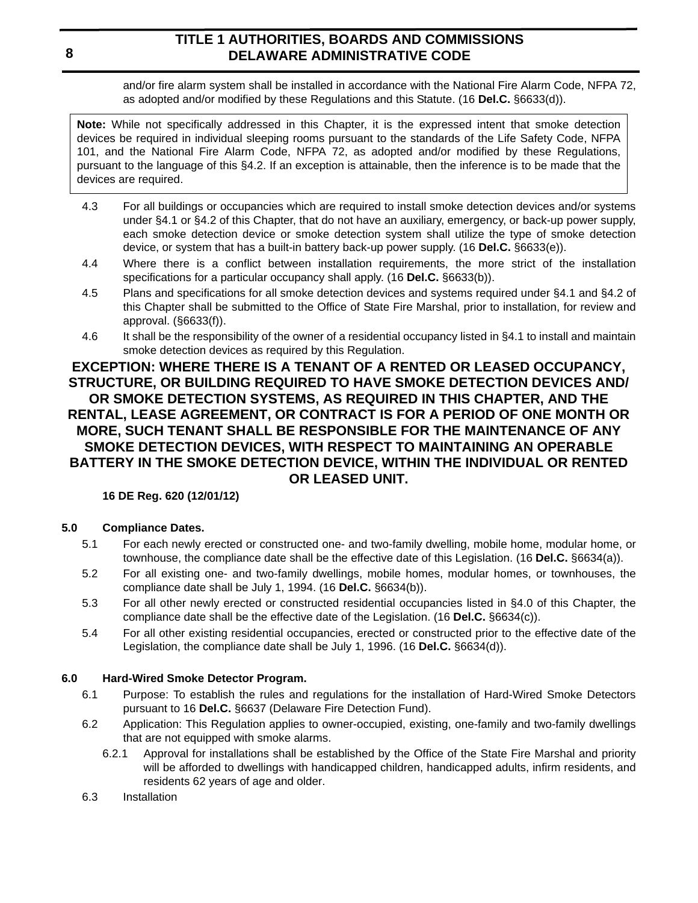and/or fire alarm system shall be installed in accordance with the National Fire Alarm Code, NFPA 72, as adopted and/or modified by these Regulations and this Statute. (16 **Del.C.** §6633(d)).

> **Note:** While not specifically addressed in this Chapter, it is the expressed intent that smoke detection devices be required in individual sleeping rooms pursuant to the standards of the Life Safety Code, NFPA 101, and the National Fire Alarm Code, NFPA 72, as adopted and/or modified by these Regulations, pursuant to the language of this §4.2. If an exception is attainable, then the inference is to be made that the devices are required.

4.3 For all buildings or occupancies which are required to install smoke detection devices and/or systems under §4.1 or §4.2 of this Chapter, that do not have an auxiliary, emergency, or back-up power supply, each smoke detection device or smoke detection system shall utilize the type of smoke detection device, or system that has a built-in battery back-up power supply. (16 **Del.C.** §6633(e)).

4.4 Where there is a conflict between installation requirements, the more strict of the installation specifications for a particular occupancy shall apply. (16 **Del.C.** §6633(b)).

4.5 Plans and specifications for all smoke detection devices and systems required under §4.1 and §4.2 of this Chapter shall be submitted to the Office of State Fire Marshal, prior to installation, for review and approval. (§6633(f)).

4.6 It shall be the responsibility of the owner of a residential occupancy listed in §4.1 to install and maintain smoke detection devices as required by this Regulation.

**EXCEPTION: WHERE THERE IS A TENANT OF A RENTED OR LEASED OCCUPANCY, STRUCTURE, OR BUILDING REQUIRED TO HAVE SMOKE DETECTION DEVICES AND/ OR SMOKE DETECTION SYSTEMS, AS REQUIRED IN THIS CHAPTER, AND THE RENTAL, LEASE AGREEMENT, OR CONTRACT IS FOR A PERIOD OF ONE MONTH OR MORE, SUCH TENANT SHALL BE RESPONSIBLE FOR THE MAINTENANCE OF ANY SMOKE DETECTION DEVICES, WITH RESPECT TO MAINTAINING AN OPERABLE BATTERY IN THE SMOKE DETECTION DEVICE, WITHIN THE INDIVIDUAL OR RENTED OR LEASED UNIT.**

**16 DE Reg. 620 (12/01/12)**

### 5.0 Compliance Dates.

5.1 For each newly erected or constructed one- and two-family dwelling, mobile home, modular home, or townhouse, the compliance date shall be the effective date of this Legislation. (16 **Del.C.** §6634(a)).

5.2 For all existing one- and two-family dwellings, mobile homes, modular homes, or townhouses, the compliance date shall be July 1, 1994. (16 **Del.C.** §6634(b)).

5.3 For all other newly erected or constructed residential occupancies listed in §4.0 of this Chapter, the compliance date shall be the effective date of the Legislation. (16 **Del.C.** §6634(c)).

5.4 For all other existing residential occupancies, erected or constructed prior to the effective date of the Legislation, the compliance date shall be July 1, 1996. (16 **Del.C.** §6634(d)).

### 6.0 Hard-Wired Smoke Detector Program.

6.1 Purpose: To establish the rules and regulations for the installation of Hard-Wired Smoke Detectors pursuant to 16 **Del.C.** §6637 (Delaware Fire Detection Fund).

6.2 Application: This Regulation applies to owner-occupied, existing, one-family and two-family dwellings that are not equipped with smoke alarms.

6.2.1 Approval for installations shall be established by the Office of the State Fire Marshal and priority will be afforded to dwellings with handicapped children, handicapped adults, infirm residents, and residents 62 years of age and older.

6.3 Installation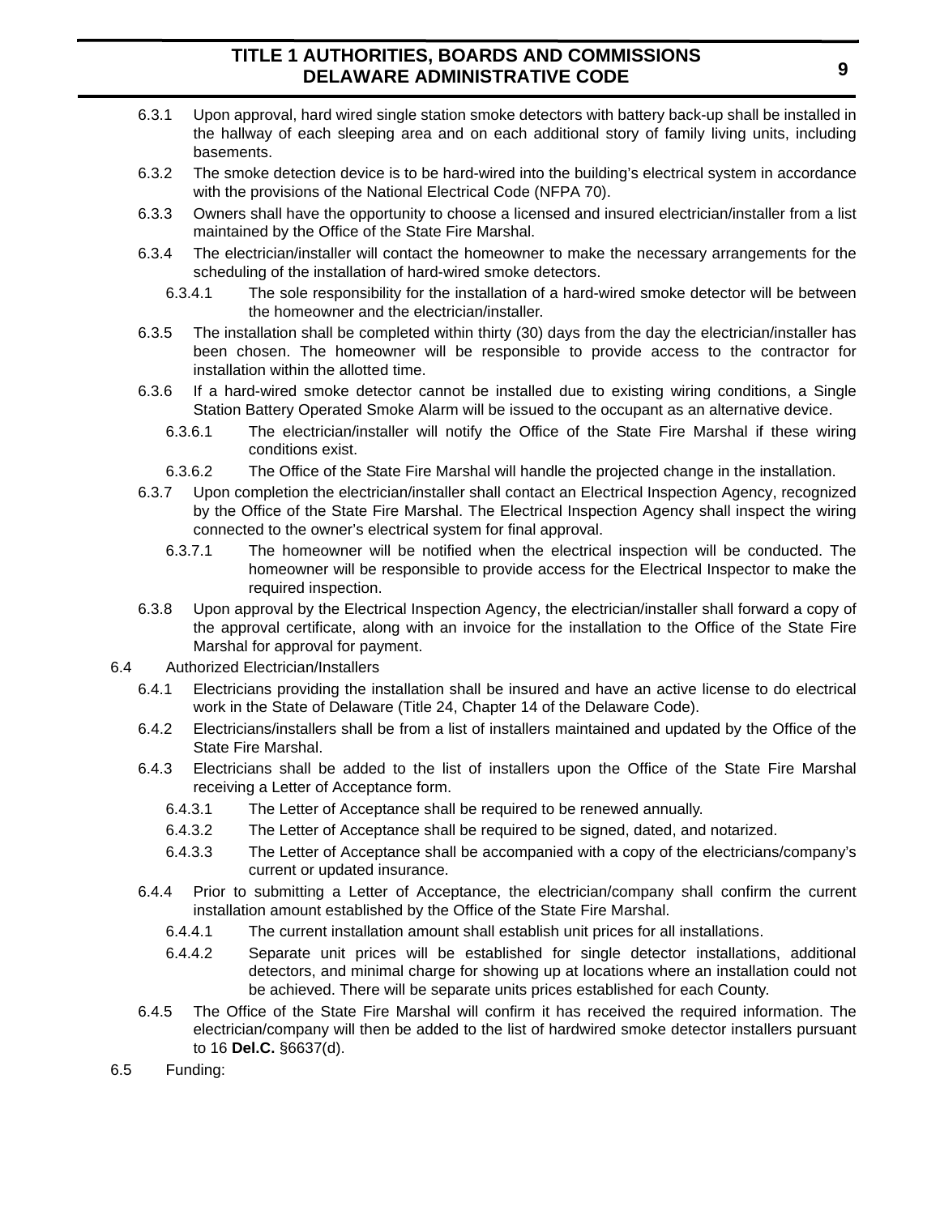6.3.1 Upon approval, hard wired single station smoke detectors with battery back-up shall be installed in the hallway of each sleeping area and on each additional story of family living units, including basements.

6.3.2 The smoke detection device is to be hard-wired into the building's electrical system in accordance with the provisions of the National Electrical Code (NFPA 70).

6.3.3 Owners shall have the opportunity to choose a licensed and insured electrician/installer from a list maintained by the Office of the State Fire Marshal.

6.3.4 The electrician/installer will contact the homeowner to make the necessary arrangements for the scheduling of the installation of hard-wired smoke detectors.

6.3.4.1 The sole responsibility for the installation of a hard-wired smoke detector will be between the homeowner and the electrician/installer.

6.3.5 The installation shall be completed within thirty (30) days from the day the electrician/installer has been chosen. The homeowner will be responsible to provide access to the contractor for installation within the allotted time.

6.3.6 If a hard-wired smoke detector cannot be installed due to existing wiring conditions, a Single Station Battery Operated Smoke Alarm will be issued to the occupant as an alternative device.

6.3.6.1 The electrician/installer will notify the Office of the State Fire Marshal if these wiring conditions exist.

6.3.6.2 The Office of the State Fire Marshal will handle the projected change in the installation.

6.3.7 Upon completion the electrician/installer shall contact an Electrical Inspection Agency, recognized by the Office of the State Fire Marshal. The Electrical Inspection Agency shall inspect the wiring connected to the owner's electrical system for final approval.

6.3.7.1 The homeowner will be notified when the electrical inspection will be conducted. The homeowner will be responsible to provide access for the Electrical Inspector to make the required inspection.

6.3.8 Upon approval by the Electrical Inspection Agency, the electrician/installer shall forward a copy of the approval certificate, along with an invoice for the installation to the Office of the State Fire Marshal for approval for payment.

6.4 Authorized Electrician/Installers

6.4.1 Electricians providing the installation shall be insured and have an active license to do electrical work in the State of Delaware (Title 24, Chapter 14 of the Delaware Code).

6.4.2 Electricians/installers shall be from a list of installers maintained and updated by the Office of the State Fire Marshal.

6.4.3 Electricians shall be added to the list of installers upon the Office of the State Fire Marshal receiving a Letter of Acceptance form.

6.4.3.1 The Letter of Acceptance shall be required to be renewed annually.

6.4.3.2 The Letter of Acceptance shall be required to be signed, dated, and notarized.

6.4.3.3 The Letter of Acceptance shall be accompanied with a copy of the electricians/company's current or updated insurance.

6.4.4 Prior to submitting a Letter of Acceptance, the electrician/company shall confirm the current installation amount established by the Office of the State Fire Marshal.

6.4.4.1 The current installation amount shall establish unit prices for all installations.

6.4.4.2 Separate unit prices will be established for single detector installations, additional detectors, and minimal charge for showing up at locations where an installation could not be achieved. There will be separate units prices established for each County.

6.4.5 The Office of the State Fire Marshal will confirm it has received the required information. The electrician/company will then be added to the list of hardwired smoke detector installers pursuant to 16 **Del.C.** §6637(d).

6.5 Funding: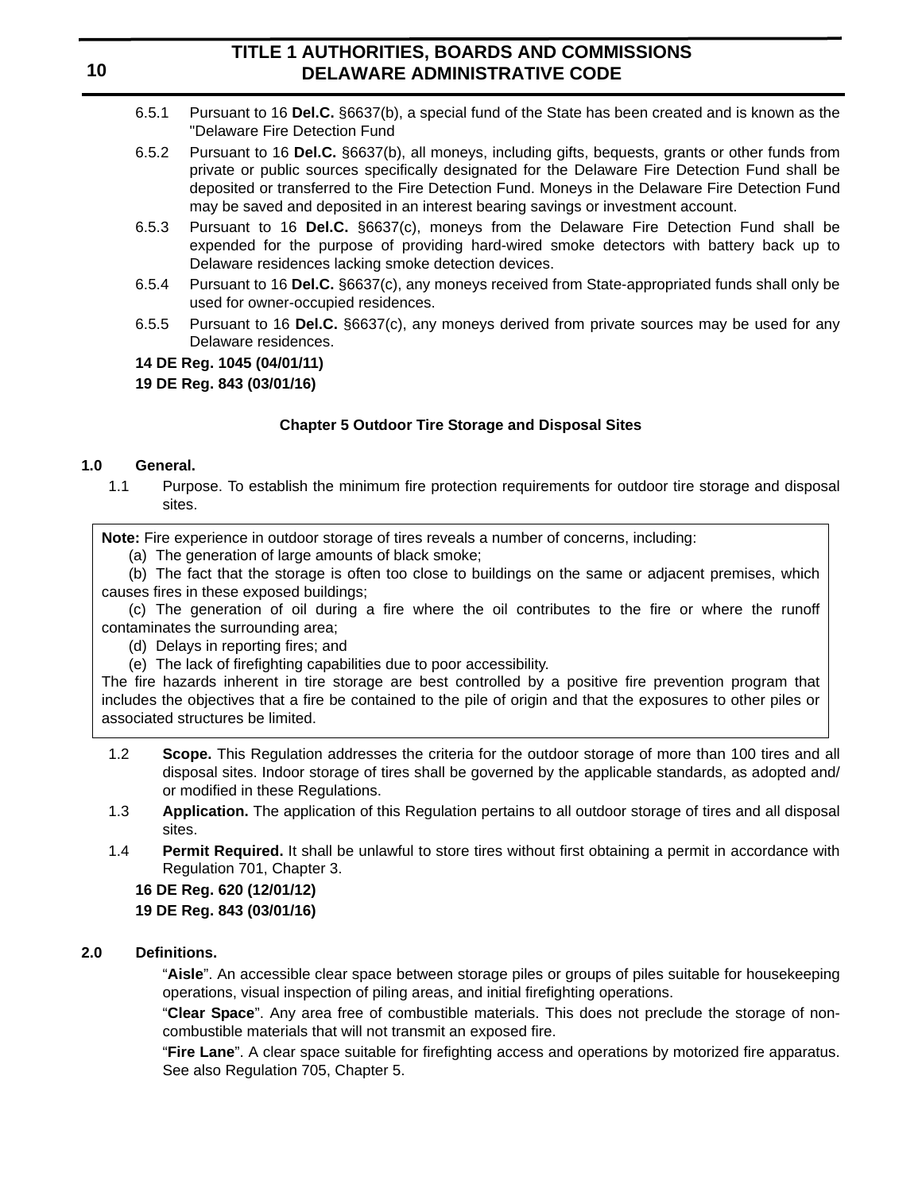6.5.1 Pursuant to 16 **Del.C.** §6637(b), a special fund of the State has been created and is known as the "Delaware Fire Detection Fund

6.5.2 Pursuant to 16 **Del.C.** §6637(b), all moneys, including gifts, bequests, grants or other funds from private or public sources specifically designated for the Delaware Fire Detection Fund shall be deposited or transferred to the Fire Detection Fund. Moneys in the Delaware Fire Detection Fund may be saved and deposited in an interest bearing savings or investment account.

6.5.3 Pursuant to 16 **Del.C.** §6637(c), moneys from the Delaware Fire Detection Fund shall be expended for the purpose of providing hard-wired smoke detectors with battery back up to Delaware residences lacking smoke detection devices.

6.5.4 Pursuant to 16 **Del.C.** §6637(c), any moneys received from State-appropriated funds shall only be used for owner-occupied residences.

6.5.5 Pursuant to 16 **Del.C.** §6637(c), any moneys derived from private sources may be used for any Delaware residences.

**14 DE Reg. 1045 (04/01/11)**

**19 DE Reg. 843 (03/01/16)**

## Chapter 5 Outdoor Tire Storage and Disposal Sites

### 1.0 General.

1.1 Purpose. To establish the minimum fire protection requirements for outdoor tire storage and disposal sites.

> **Note:** Fire experience in outdoor storage of tires reveals a number of concerns, including:
>
> (a) The generation of large amounts of black smoke;
>
> (b) The fact that the storage is often too close to buildings on the same or adjacent premises, which causes fires in these exposed buildings;
>
> (c) The generation of oil during a fire where the oil contributes to the fire or where the runoff contaminates the surrounding area;
>
> (d) Delays in reporting fires; and
>
> (e) The lack of firefighting capabilities due to poor accessibility.
>
> The fire hazards inherent in tire storage are best controlled by a positive fire prevention program that includes the objectives that a fire be contained to the pile of origin and that the exposures to other piles or associated structures be limited.

1.2 **Scope.** This Regulation addresses the criteria for the outdoor storage of more than 100 tires and all disposal sites. Indoor storage of tires shall be governed by the applicable standards, as adopted and/ or modified in these Regulations.

1.3 **Application.** The application of this Regulation pertains to all outdoor storage of tires and all disposal sites.

1.4 **Permit Required.** It shall be unlawful to store tires without first obtaining a permit in accordance with Regulation 701, Chapter 3.

**16 DE Reg. 620 (12/01/12)**

**19 DE Reg. 843 (03/01/16)**

### 2.0 Definitions.

"**Aisle**". An accessible clear space between storage piles or groups of piles suitable for housekeeping operations, visual inspection of piling areas, and initial firefighting operations.

"**Clear Space**". Any area free of combustible materials. This does not preclude the storage of non-combustible materials that will not transmit an exposed fire.

"**Fire Lane**". A clear space suitable for firefighting access and operations by motorized fire apparatus. See also Regulation 705, Chapter 5.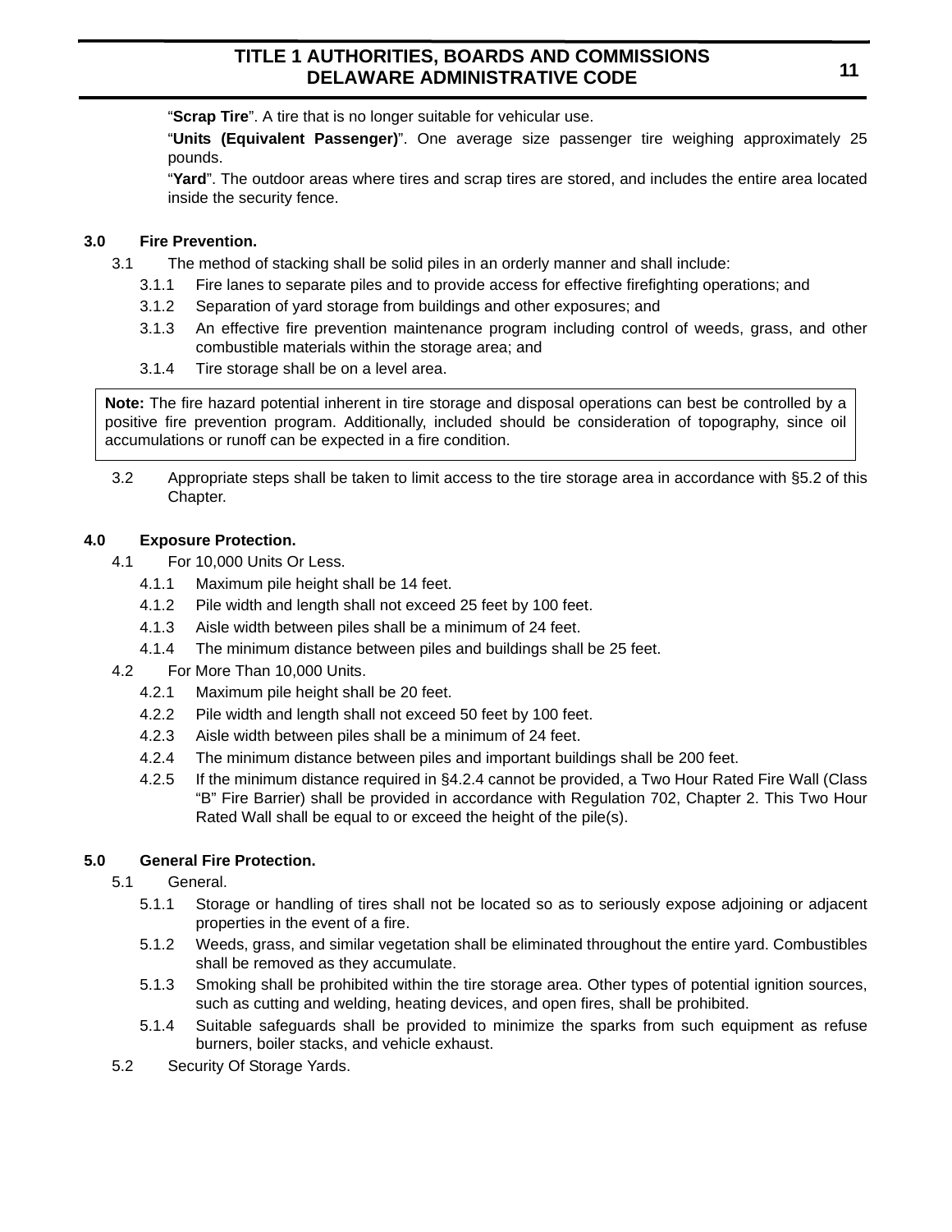"**Scrap Tire**". A tire that is no longer suitable for vehicular use.

"**Units (Equivalent Passenger)**". One average size passenger tire weighing approximately 25 pounds.

"**Yard**". The outdoor areas where tires and scrap tires are stored, and includes the entire area located inside the security fence.

## 3.0 Fire Prevention.

3.1 The method of stacking shall be solid piles in an orderly manner and shall include:

3.1.1 Fire lanes to separate piles and to provide access for effective firefighting operations; and

3.1.2 Separation of yard storage from buildings and other exposures; and

3.1.3 An effective fire prevention maintenance program including control of weeds, grass, and other combustible materials within the storage area; and

3.1.4 Tire storage shall be on a level area.

> **Note:** The fire hazard potential inherent in tire storage and disposal operations can best be controlled by a positive fire prevention program. Additionally, included should be consideration of topography, since oil accumulations or runoff can be expected in a fire condition.

3.2 Appropriate steps shall be taken to limit access to the tire storage area in accordance with §5.2 of this Chapter.

## 4.0 Exposure Protection.

4.1 For 10,000 Units Or Less.

4.1.1 Maximum pile height shall be 14 feet.

4.1.2 Pile width and length shall not exceed 25 feet by 100 feet.

4.1.3 Aisle width between piles shall be a minimum of 24 feet.

4.1.4 The minimum distance between piles and buildings shall be 25 feet.

4.2 For More Than 10,000 Units.

4.2.1 Maximum pile height shall be 20 feet.

4.2.2 Pile width and length shall not exceed 50 feet by 100 feet.

4.2.3 Aisle width between piles shall be a minimum of 24 feet.

4.2.4 The minimum distance between piles and important buildings shall be 200 feet.

4.2.5 If the minimum distance required in §4.2.4 cannot be provided, a Two Hour Rated Fire Wall (Class "B" Fire Barrier) shall be provided in accordance with Regulation 702, Chapter 2. This Two Hour Rated Wall shall be equal to or exceed the height of the pile(s).

## 5.0 General Fire Protection.

5.1 General.

5.1.1 Storage or handling of tires shall not be located so as to seriously expose adjoining or adjacent properties in the event of a fire.

5.1.2 Weeds, grass, and similar vegetation shall be eliminated throughout the entire yard. Combustibles shall be removed as they accumulate.

5.1.3 Smoking shall be prohibited within the tire storage area. Other types of potential ignition sources, such as cutting and welding, heating devices, and open fires, shall be prohibited.

5.1.4 Suitable safeguards shall be provided to minimize the sparks from such equipment as refuse burners, boiler stacks, and vehicle exhaust.

5.2 Security Of Storage Yards.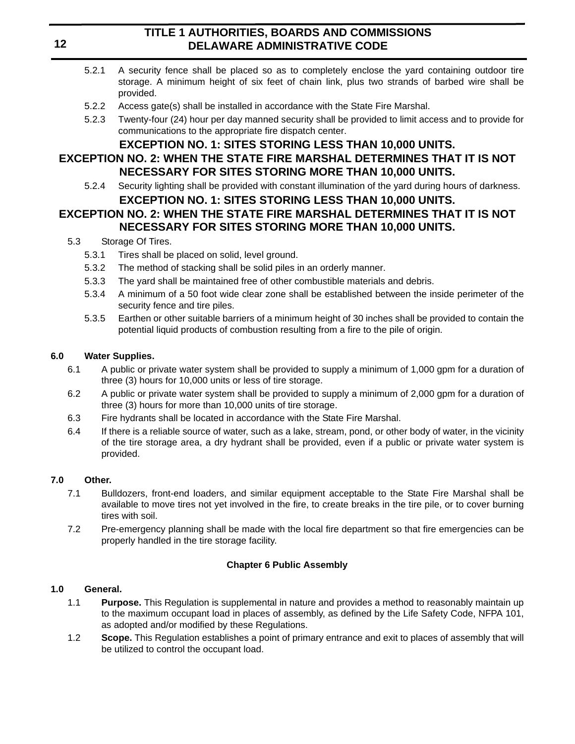5.2.1 A security fence shall be placed so as to completely enclose the yard containing outdoor tire storage. A minimum height of six feet of chain link, plus two strands of barbed wire shall be provided.

5.2.2 Access gate(s) shall be installed in accordance with the State Fire Marshal.

5.2.3 Twenty-four (24) hour per day manned security shall be provided to limit access and to provide for communications to the appropriate fire dispatch center.

**EXCEPTION NO. 1: SITES STORING LESS THAN 10,000 UNITS.**

**EXCEPTION NO. 2: WHEN THE STATE FIRE MARSHAL DETERMINES THAT IT IS NOT NECESSARY FOR SITES STORING MORE THAN 10,000 UNITS.**

5.2.4 Security lighting shall be provided with constant illumination of the yard during hours of darkness.

**EXCEPTION NO. 1: SITES STORING LESS THAN 10,000 UNITS.**

**EXCEPTION NO. 2: WHEN THE STATE FIRE MARSHAL DETERMINES THAT IT IS NOT NECESSARY FOR SITES STORING MORE THAN 10,000 UNITS.**

5.3 Storage Of Tires.

5.3.1 Tires shall be placed on solid, level ground.

5.3.2 The method of stacking shall be solid piles in an orderly manner.

5.3.3 The yard shall be maintained free of other combustible materials and debris.

5.3.4 A minimum of a 50 foot wide clear zone shall be established between the inside perimeter of the security fence and tire piles.

5.3.5 Earthen or other suitable barriers of a minimum height of 30 inches shall be provided to contain the potential liquid products of combustion resulting from a fire to the pile of origin.

**6.0 Water Supplies.**

6.1 A public or private water system shall be provided to supply a minimum of 1,000 gpm for a duration of three (3) hours for 10,000 units or less of tire storage.

6.2 A public or private water system shall be provided to supply a minimum of 2,000 gpm for a duration of three (3) hours for more than 10,000 units of tire storage.

6.3 Fire hydrants shall be located in accordance with the State Fire Marshal.

6.4 If there is a reliable source of water, such as a lake, stream, pond, or other body of water, in the vicinity of the tire storage area, a dry hydrant shall be provided, even if a public or private water system is provided.

**7.0 Other.**

7.1 Bulldozers, front-end loaders, and similar equipment acceptable to the State Fire Marshal shall be available to move tires not yet involved in the fire, to create breaks in the tire pile, or to cover burning tires with soil.

7.2 Pre-emergency planning shall be made with the local fire department so that fire emergencies can be properly handled in the tire storage facility.

## Chapter 6 Public Assembly

**1.0 General.**

1.1 **Purpose.** This Regulation is supplemental in nature and provides a method to reasonably maintain up to the maximum occupant load in places of assembly, as defined by the Life Safety Code, NFPA 101, as adopted and/or modified by these Regulations.

1.2 **Scope.** This Regulation establishes a point of primary entrance and exit to places of assembly that will be utilized to control the occupant load.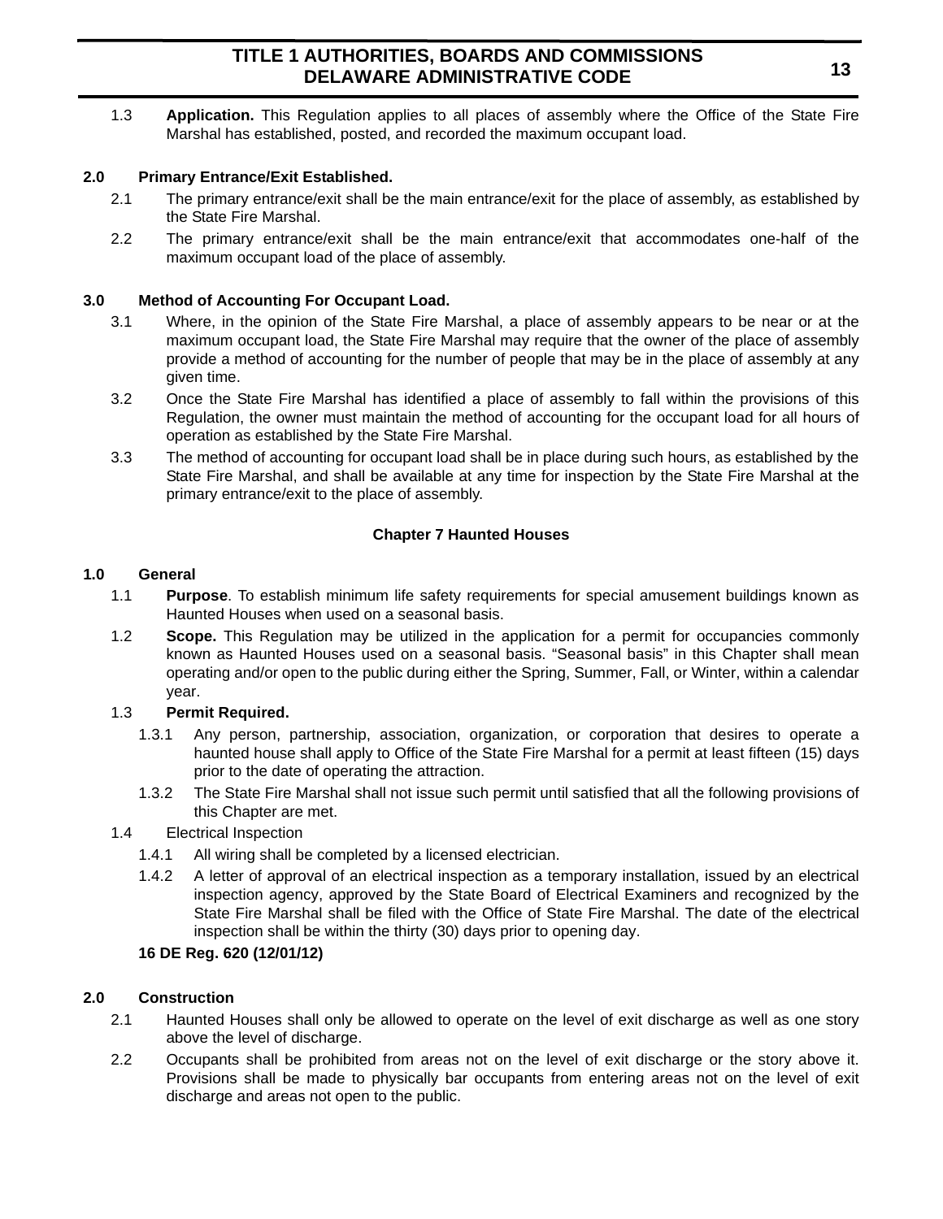1.3 **Application.** This Regulation applies to all places of assembly where the Office of the State Fire Marshal has established, posted, and recorded the maximum occupant load.

**2.0 Primary Entrance/Exit Established.**

2.1 The primary entrance/exit shall be the main entrance/exit for the place of assembly, as established by the State Fire Marshal.

2.2 The primary entrance/exit shall be the main entrance/exit that accommodates one-half of the maximum occupant load of the place of assembly.

**3.0 Method of Accounting For Occupant Load.**

3.1 Where, in the opinion of the State Fire Marshal, a place of assembly appears to be near or at the maximum occupant load, the State Fire Marshal may require that the owner of the place of assembly provide a method of accounting for the number of people that may be in the place of assembly at any given time.

3.2 Once the State Fire Marshal has identified a place of assembly to fall within the provisions of this Regulation, the owner must maintain the method of accounting for the occupant load for all hours of operation as established by the State Fire Marshal.

3.3 The method of accounting for occupant load shall be in place during such hours, as established by the State Fire Marshal, and shall be available at any time for inspection by the State Fire Marshal at the primary entrance/exit to the place of assembly.

## Chapter 7 Haunted Houses

**1.0 General**

1.1 **Purpose**. To establish minimum life safety requirements for special amusement buildings known as Haunted Houses when used on a seasonal basis.

1.2 **Scope.** This Regulation may be utilized in the application for a permit for occupancies commonly known as Haunted Houses used on a seasonal basis. “Seasonal basis” in this Chapter shall mean operating and/or open to the public during either the Spring, Summer, Fall, or Winter, within a calendar year.

1.3 **Permit Required.**

1.3.1 Any person, partnership, association, organization, or corporation that desires to operate a haunted house shall apply to Office of the State Fire Marshal for a permit at least fifteen (15) days prior to the date of operating the attraction.

1.3.2 The State Fire Marshal shall not issue such permit until satisfied that all the following provisions of this Chapter are met.

1.4 Electrical Inspection

1.4.1 All wiring shall be completed by a licensed electrician.

1.4.2 A letter of approval of an electrical inspection as a temporary installation, issued by an electrical inspection agency, approved by the State Board of Electrical Examiners and recognized by the State Fire Marshal shall be filed with the Office of State Fire Marshal. The date of the electrical inspection shall be within the thirty (30) days prior to opening day.

**16 DE Reg. 620 (12/01/12)**

**2.0 Construction**

2.1 Haunted Houses shall only be allowed to operate on the level of exit discharge as well as one story above the level of discharge.

2.2 Occupants shall be prohibited from areas not on the level of exit discharge or the story above it. Provisions shall be made to physically bar occupants from entering areas not on the level of exit discharge and areas not open to the public.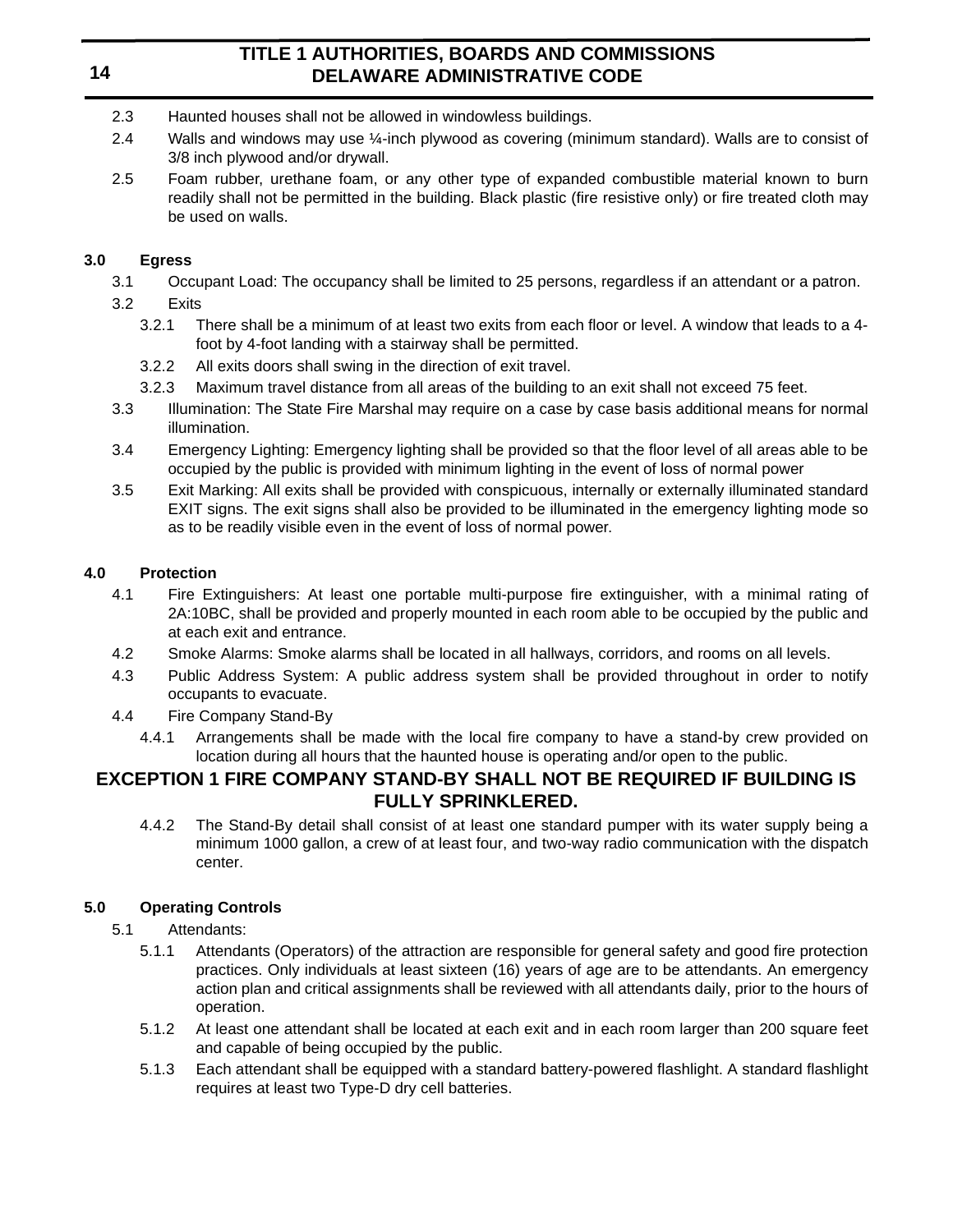2.3 Haunted houses shall not be allowed in windowless buildings.

2.4 Walls and windows may use ¼-inch plywood as covering (minimum standard). Walls are to consist of 3/8 inch plywood and/or drywall.

2.5 Foam rubber, urethane foam, or any other type of expanded combustible material known to burn readily shall not be permitted in the building. Black plastic (fire resistive only) or fire treated cloth may be used on walls.

**3.0 Egress**

3.1 Occupant Load: The occupancy shall be limited to 25 persons, regardless if an attendant or a patron.

3.2 Exits

3.2.1 There shall be a minimum of at least two exits from each floor or level. A window that leads to a 4-foot by 4-foot landing with a stairway shall be permitted.

3.2.2 All exits doors shall swing in the direction of exit travel.

3.2.3 Maximum travel distance from all areas of the building to an exit shall not exceed 75 feet.

3.3 Illumination: The State Fire Marshal may require on a case by case basis additional means for normal illumination.

3.4 Emergency Lighting: Emergency lighting shall be provided so that the floor level of all areas able to be occupied by the public is provided with minimum lighting in the event of loss of normal power

3.5 Exit Marking: All exits shall be provided with conspicuous, internally or externally illuminated standard EXIT signs. The exit signs shall also be provided to be illuminated in the emergency lighting mode so as to be readily visible even in the event of loss of normal power.

**4.0 Protection**

4.1 Fire Extinguishers: At least one portable multi-purpose fire extinguisher, with a minimal rating of 2A:10BC, shall be provided and properly mounted in each room able to be occupied by the public and at each exit and entrance.

4.2 Smoke Alarms: Smoke alarms shall be located in all hallways, corridors, and rooms on all levels.

4.3 Public Address System: A public address system shall be provided throughout in order to notify occupants to evacuate.

4.4 Fire Company Stand-By

4.4.1 Arrangements shall be made with the local fire company to have a stand-by crew provided on location during all hours that the haunted house is operating and/or open to the public.

**EXCEPTION 1 FIRE COMPANY STAND-BY SHALL NOT BE REQUIRED IF BUILDING IS FULLY SPRINKLERED.**

4.4.2 The Stand-By detail shall consist of at least one standard pumper with its water supply being a minimum 1000 gallon, a crew of at least four, and two-way radio communication with the dispatch center.

**5.0 Operating Controls**

5.1 Attendants:

5.1.1 Attendants (Operators) of the attraction are responsible for general safety and good fire protection practices. Only individuals at least sixteen (16) years of age are to be attendants. An emergency action plan and critical assignments shall be reviewed with all attendants daily, prior to the hours of operation.

5.1.2 At least one attendant shall be located at each exit and in each room larger than 200 square feet and capable of being occupied by the public.

5.1.3 Each attendant shall be equipped with a standard battery-powered flashlight. A standard flashlight requires at least two Type-D dry cell batteries.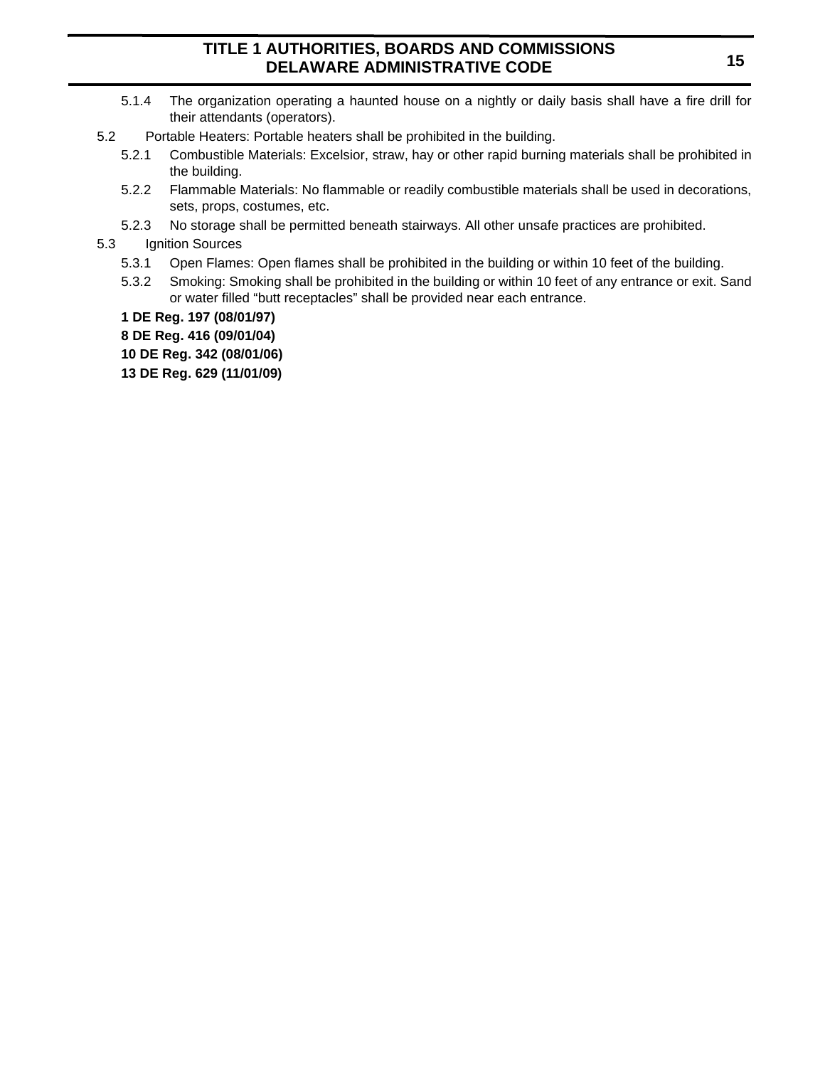5.1.4 The organization operating a haunted house on a nightly or daily basis shall have a fire drill for their attendants (operators).

5.2 Portable Heaters: Portable heaters shall be prohibited in the building.

5.2.1 Combustible Materials: Excelsior, straw, hay or other rapid burning materials shall be prohibited in the building.

5.2.2 Flammable Materials: No flammable or readily combustible materials shall be used in decorations, sets, props, costumes, etc.

5.2.3 No storage shall be permitted beneath stairways. All other unsafe practices are prohibited.

5.3 Ignition Sources

5.3.1 Open Flames: Open flames shall be prohibited in the building or within 10 feet of the building.

5.3.2 Smoking: Smoking shall be prohibited in the building or within 10 feet of any entrance or exit. Sand or water filled "butt receptacles" shall be provided near each entrance.

**1 DE Reg. 197 (08/01/97)**

**8 DE Reg. 416 (09/01/04)**

**10 DE Reg. 342 (08/01/06)**

**13 DE Reg. 629 (11/01/09)**